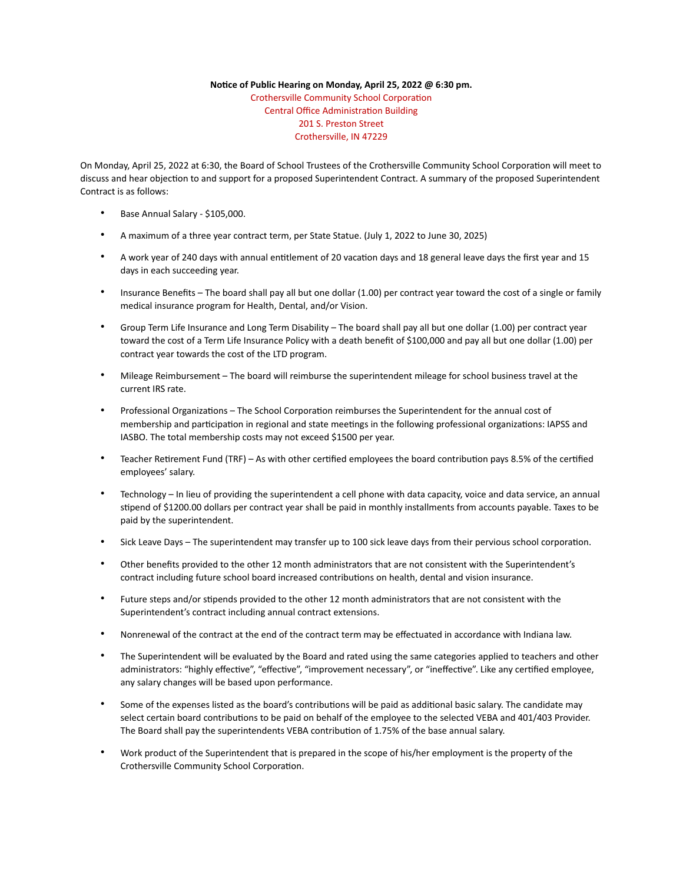**Notice of Public Hearing on Monday, April 25, 2022 @ 6:30 pm.**

Crothersville Community School Corporation
Central Office Administration Building
201 S. Preston Street
Crothersville, IN 47229

On Monday, April 25, 2022 at 6:30, the Board of School Trustees of the Crothersville Community School Corporation will meet to discuss and hear objection to and support for a proposed Superintendent Contract. A summary of the proposed Superintendent Contract is as follows:

- Base Annual Salary - $105,000.
- A maximum of a three year contract term, per State Statue. (July 1, 2022 to June 30, 2025)
- A work year of 240 days with annual entitlement of 20 vacation days and 18 general leave days the first year and 15 days in each succeeding year.
- Insurance Benefits – The board shall pay all but one dollar (1.00) per contract year toward the cost of a single or family medical insurance program for Health, Dental, and/or Vision.
- Group Term Life Insurance and Long Term Disability – The board shall pay all but one dollar (1.00) per contract year toward the cost of a Term Life Insurance Policy with a death benefit of $100,000 and pay all but one dollar (1.00) per contract year towards the cost of the LTD program.
- Mileage Reimbursement – The board will reimburse the superintendent mileage for school business travel at the current IRS rate.
- Professional Organizations – The School Corporation reimburses the Superintendent for the annual cost of membership and participation in regional and state meetings in the following professional organizations: IAPSS and IASBO. The total membership costs may not exceed $1500 per year.
- Teacher Retirement Fund (TRF) – As with other certified employees the board contribution pays 8.5% of the certified employees' salary.
- Technology – In lieu of providing the superintendent a cell phone with data capacity, voice and data service, an annual stipend of $1200.00 dollars per contract year shall be paid in monthly installments from accounts payable. Taxes to be paid by the superintendent.
- Sick Leave Days – The superintendent may transfer up to 100 sick leave days from their pervious school corporation.
- Other benefits provided to the other 12 month administrators that are not consistent with the Superintendent's contract including future school board increased contributions on health, dental and vision insurance.
- Future steps and/or stipends provided to the other 12 month administrators that are not consistent with the Superintendent's contract including annual contract extensions.
- Nonrenewal of the contract at the end of the contract term may be effectuated in accordance with Indiana law.
- The Superintendent will be evaluated by the Board and rated using the same categories applied to teachers and other administrators: "highly effective", "effective", "improvement necessary", or "ineffective". Like any certified employee, any salary changes will be based upon performance.
- Some of the expenses listed as the board's contributions will be paid as additional basic salary. The candidate may select certain board contributions to be paid on behalf of the employee to the selected VEBA and 401/403 Provider. The Board shall pay the superintendents VEBA contribution of 1.75% of the base annual salary.
- Work product of the Superintendent that is prepared in the scope of his/her employment is the property of the Crothersville Community School Corporation.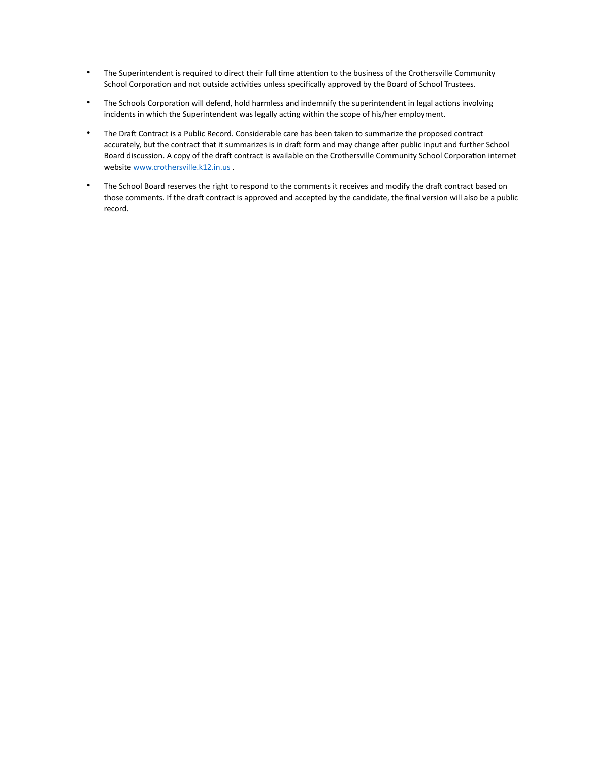- The Superintendent is required to direct their full time attention to the business of the Crothersville Community School Corporation and not outside activities unless specifically approved by the Board of School Trustees.

- The Schools Corporation will defend, hold harmless and indemnify the superintendent in legal actions involving incidents in which the Superintendent was legally acting within the scope of his/her employment.

- The Draft Contract is a Public Record. Considerable care has been taken to summarize the proposed contract accurately, but the contract that it summarizes is in draft form and may change after public input and further School Board discussion. A copy of the draft contract is available on the Crothersville Community School Corporation internet website [www.crothersville.k12.in.us](http://www.crothersville.k12.in.us) .

- The School Board reserves the right to respond to the comments it receives and modify the draft contract based on those comments. If the draft contract is approved and accepted by the candidate, the final version will also be a public record.